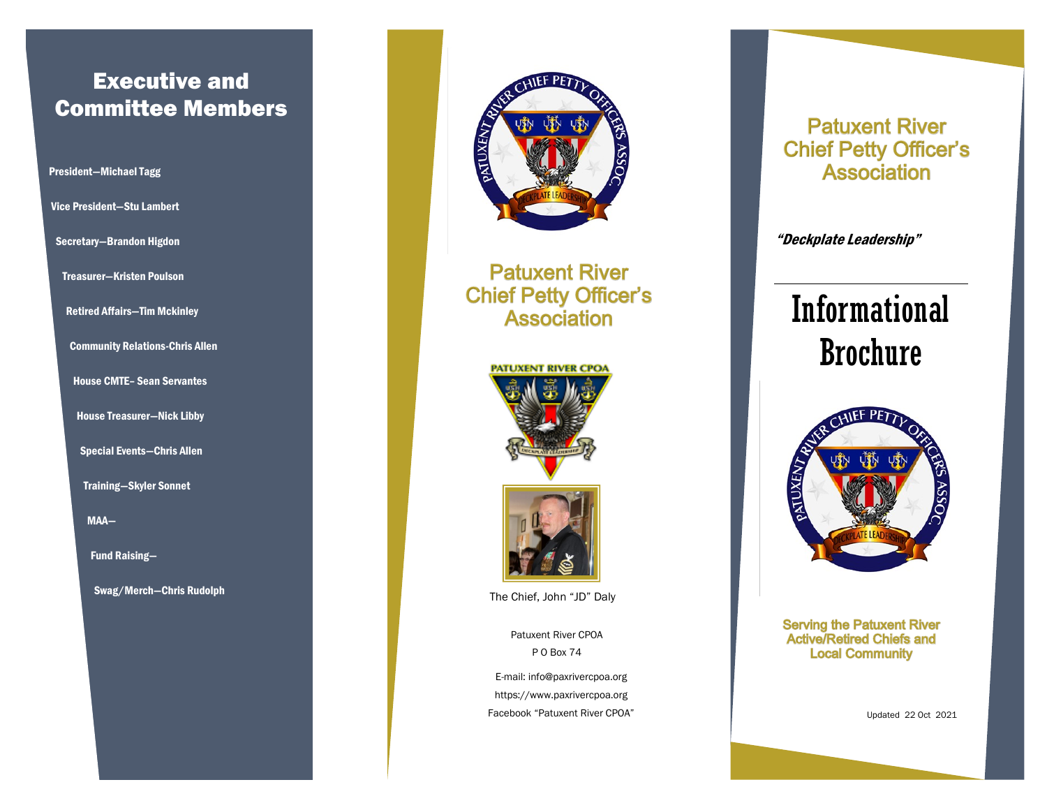# Executive and Committee Members

President—Michael Tagg

Vice President—Stu Lambert

Secretary—Brandon Higdon

Treasurer—Kristen Poulson

Retired Affairs—Tim Mckinley

Community Relations-Chris Allen

House CMTE- Sean Servantes

House Treasurer—Nick Libby

Special Events—Chris Allen

Training—Skyler Sonnet

MAA—

Fund Raising—

Swag/Merch—Chris Rudolph

## Patuxent River Chief Petty Officer's Association

PATUXENT RIVER CPOA

The Chief, John "JD" Daly

Patuxent River CPOA
P O Box 74

E-mail: info@paxrivercpoa.org
https://www.paxrivercpoa.org
Facebook "Patuxent River CPOA"

# Patuxent River Chief Petty Officer's Association

*"Deckplate Leadership"*

# Informational Brochure

Serving the Patuxent River Active/Retired Chiefs and Local Community

Updated 22 Oct 2021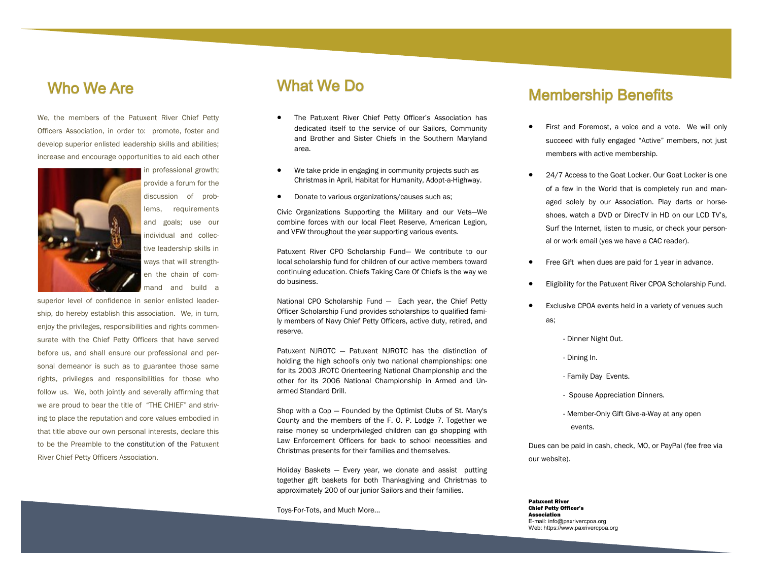## Who We Are

We, the members of the Patuxent River Chief Petty Officers Association, in order to: promote, foster and develop superior enlisted leadership skills and abilities; increase and encourage opportunities to aid each other in professional growth; provide a forum for the discussion of problems, requirements and goals; use our individual and collective leadership skills in ways that will strengthen the chain of command and build a superior level of confidence in senior enlisted leadership, do hereby establish this association. We, in turn, enjoy the privileges, responsibilities and rights commensurate with the Chief Petty Officers that have served before us, and shall ensure our professional and personal demeanor is such as to guarantee those same rights, privileges and responsibilities for those who follow us. We, both jointly and severally affirming that we are proud to bear the title of "THE CHIEF" and striving to place the reputation and core values embodied in that title above our own personal interests, declare this to be the Preamble to the constitution of the Patuxent River Chief Petty Officers Association.

## What We Do

- The Patuxent River Chief Petty Officer's Association has dedicated itself to the service of our Sailors, Community and Brother and Sister Chiefs in the Southern Maryland area.
- We take pride in engaging in community projects such as Christmas in April, Habitat for Humanity, Adopt-a-Highway.
- Donate to various organizations/causes such as;

Civic Organizations Supporting the Military and our Vets—We combine forces with our local Fleet Reserve, American Legion, and VFW throughout the year supporting various events.

Patuxent River CPO Scholarship Fund— We contribute to our local scholarship fund for children of our active members toward continuing education. Chiefs Taking Care Of Chiefs is the way we do business.

National CPO Scholarship Fund — Each year, the Chief Petty Officer Scholarship Fund provides scholarships to qualified family members of Navy Chief Petty Officers, active duty, retired, and reserve.

Patuxent NJROTC — Patuxent NJROTC has the distinction of holding the high school's only two national championships: one for its 2003 JROTC Orienteering National Championship and the other for its 2006 National Championship in Armed and Unarmed Standard Drill.

Shop with a Cop — Founded by the Optimist Clubs of St. Mary's County and the members of the F. O. P. Lodge 7. Together we raise money so underprivileged children can go shopping with Law Enforcement Officers for back to school necessities and Christmas presents for their families and themselves.

Holiday Baskets — Every year, we donate and assist putting together gift baskets for both Thanksgiving and Christmas to approximately 200 of our junior Sailors and their families.

Toys-For-Tots, and Much More...

## Membership Benefits

- First and Foremost, a voice and a vote. We will only succeed with fully engaged "Active" members, not just members with active membership.
- 24/7 Access to the Goat Locker. Our Goat Locker is one of a few in the World that is completely run and managed solely by our Association. Play darts or horseshoes, watch a DVD or DirecTV in HD on our LCD TV's, Surf the Internet, listen to music, or check your personal or work email (yes we have a CAC reader).
- Free Gift when dues are paid for 1 year in advance.
- Eligibility for the Patuxent River CPOA Scholarship Fund.
- Exclusive CPOA events held in a variety of venues such as;
  - Dinner Night Out.
  - Dining In.
  - Family Day Events.
  - Spouse Appreciation Dinners.
  - Member-Only Gift Give-a-Way at any open events.

Dues can be paid in cash, check, MO, or PayPal (fee free via our website).

**Patuxent River Chief Petty Officer's Association**
E-mail: info@paxrivercpoa.org
Web: https://www.paxrivercpoa.org